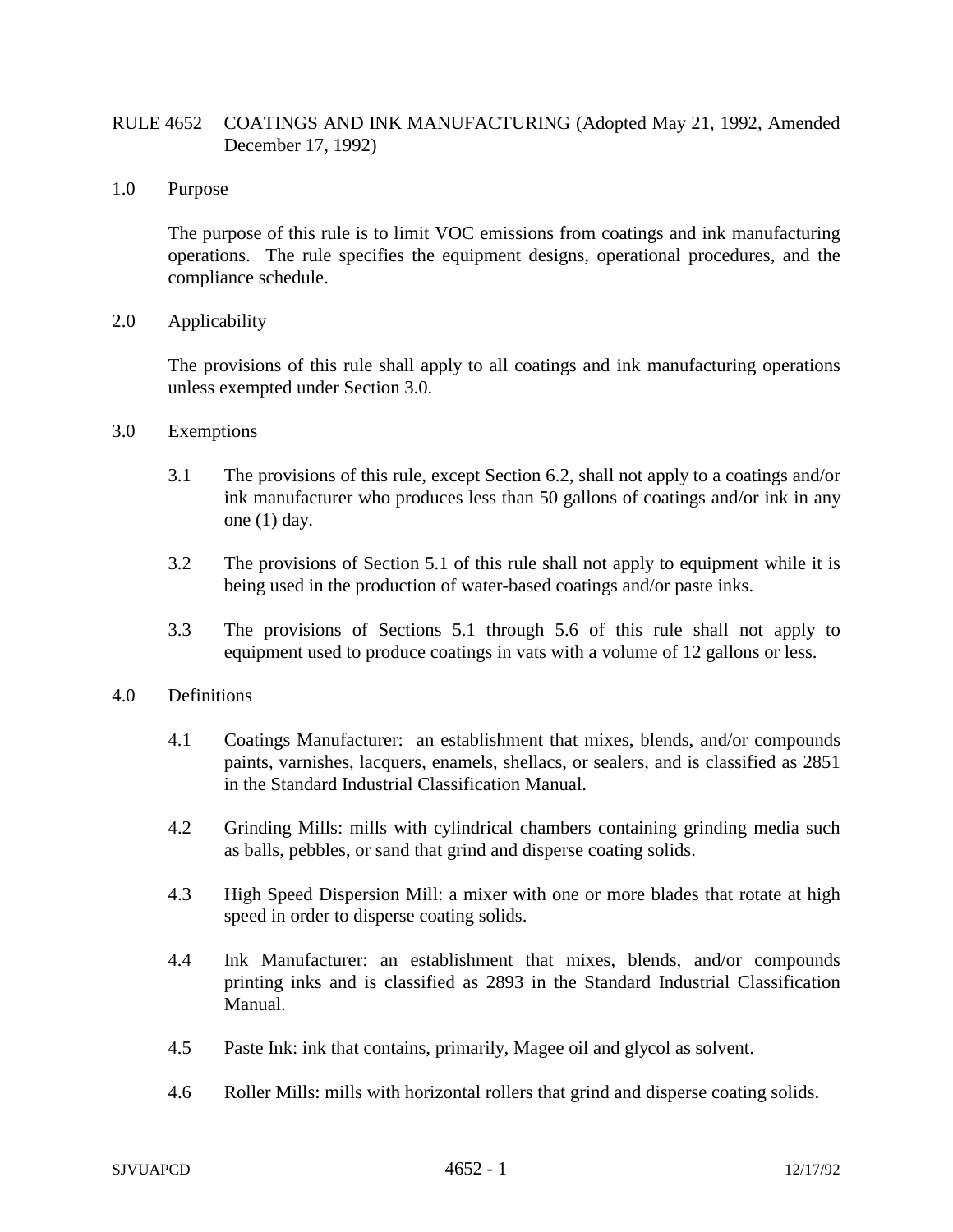# RULE 4652 COATINGS AND INK MANUFACTURING (Adopted May 21, 1992, Amended December 17, 1992)

## 1.0 Purpose

The purpose of this rule is to limit VOC emissions from coatings and ink manufacturing operations. The rule specifies the equipment designs, operational procedures, and the compliance schedule.

## 2.0 Applicability

The provisions of this rule shall apply to all coatings and ink manufacturing operations unless exempted under Section 3.0.

## 3.0 Exemptions

3.1 The provisions of this rule, except Section 6.2, shall not apply to a coatings and/or ink manufacturer who produces less than 50 gallons of coatings and/or ink in any one (1) day.

3.2 The provisions of Section 5.1 of this rule shall not apply to equipment while it is being used in the production of water-based coatings and/or paste inks.

3.3 The provisions of Sections 5.1 through 5.6 of this rule shall not apply to equipment used to produce coatings in vats with a volume of 12 gallons or less.

## 4.0 Definitions

4.1 Coatings Manufacturer: an establishment that mixes, blends, and/or compounds paints, varnishes, lacquers, enamels, shellacs, or sealers, and is classified as 2851 in the Standard Industrial Classification Manual.

4.2 Grinding Mills: mills with cylindrical chambers containing grinding media such as balls, pebbles, or sand that grind and disperse coating solids.

4.3 High Speed Dispersion Mill: a mixer with one or more blades that rotate at high speed in order to disperse coating solids.

4.4 Ink Manufacturer: an establishment that mixes, blends, and/or compounds printing inks and is classified as 2893 in the Standard Industrial Classification Manual.

4.5 Paste Ink: ink that contains, primarily, Magee oil and glycol as solvent.

4.6 Roller Mills: mills with horizontal rollers that grind and disperse coating solids.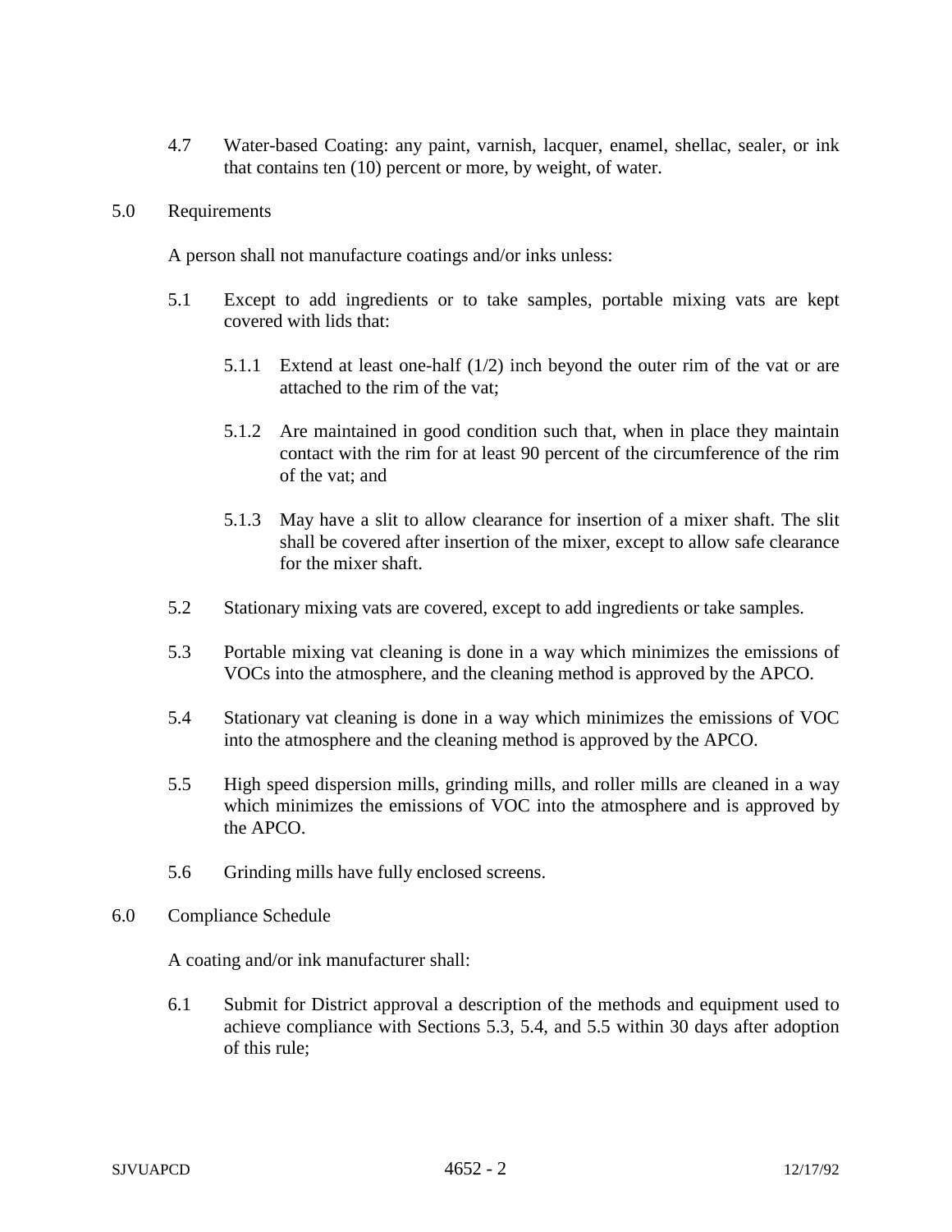4.7 Water-based Coating: any paint, varnish, lacquer, enamel, shellac, sealer, or ink that contains ten (10) percent or more, by weight, of water.

## 5.0 Requirements

A person shall not manufacture coatings and/or inks unless:

5.1 Except to add ingredients or to take samples, portable mixing vats are kept covered with lids that:

5.1.1 Extend at least one-half (1/2) inch beyond the outer rim of the vat or are attached to the rim of the vat;

5.1.2 Are maintained in good condition such that, when in place they maintain contact with the rim for at least 90 percent of the circumference of the rim of the vat; and

5.1.3 May have a slit to allow clearance for insertion of a mixer shaft. The slit shall be covered after insertion of the mixer, except to allow safe clearance for the mixer shaft.

5.2 Stationary mixing vats are covered, except to add ingredients or take samples.

5.3 Portable mixing vat cleaning is done in a way which minimizes the emissions of VOCs into the atmosphere, and the cleaning method is approved by the APCO.

5.4 Stationary vat cleaning is done in a way which minimizes the emissions of VOC into the atmosphere and the cleaning method is approved by the APCO.

5.5 High speed dispersion mills, grinding mills, and roller mills are cleaned in a way which minimizes the emissions of VOC into the atmosphere and is approved by the APCO.

5.6 Grinding mills have fully enclosed screens.

## 6.0 Compliance Schedule

A coating and/or ink manufacturer shall:

6.1 Submit for District approval a description of the methods and equipment used to achieve compliance with Sections 5.3, 5.4, and 5.5 within 30 days after adoption of this rule;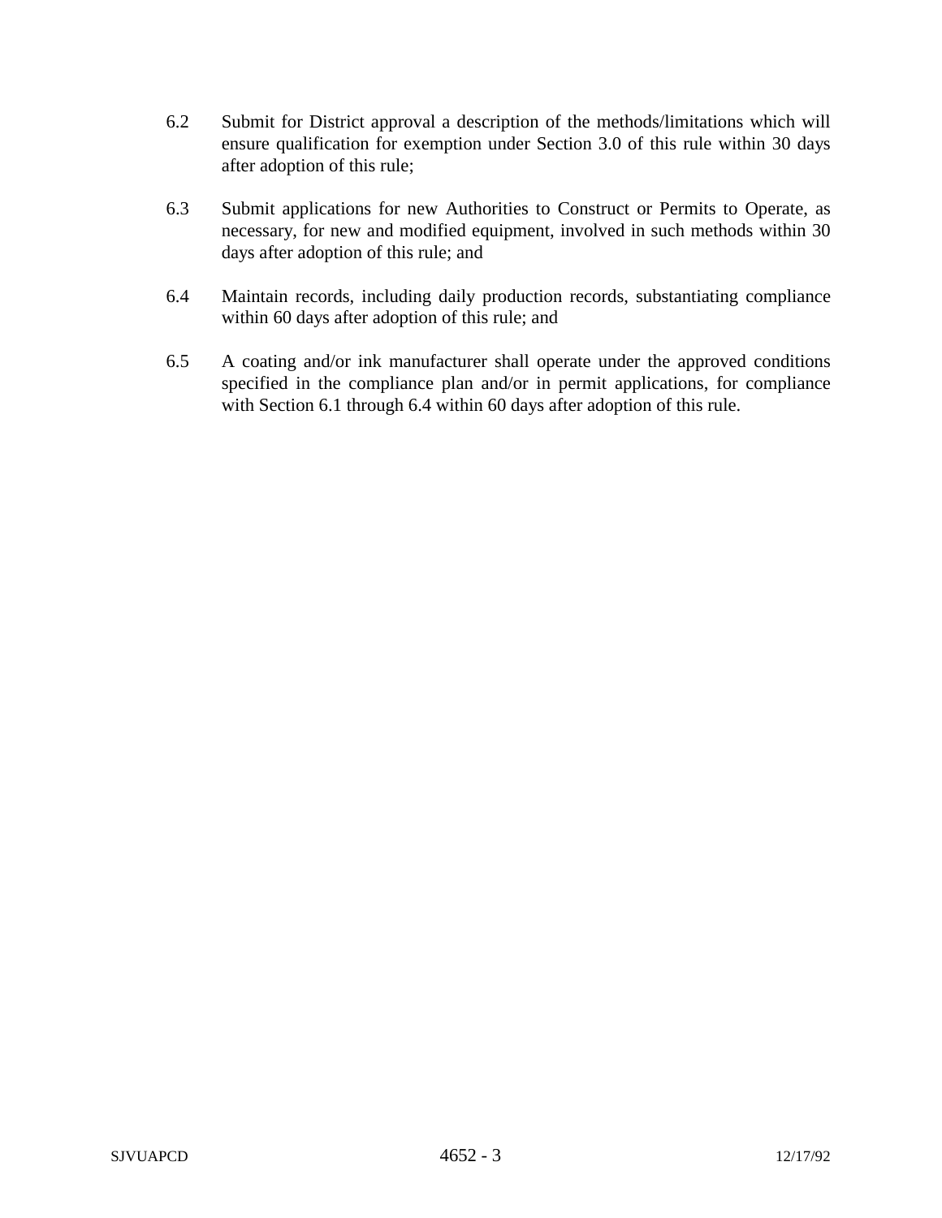6.2 Submit for District approval a description of the methods/limitations which will ensure qualification for exemption under Section 3.0 of this rule within 30 days after adoption of this rule;

6.3 Submit applications for new Authorities to Construct or Permits to Operate, as necessary, for new and modified equipment, involved in such methods within 30 days after adoption of this rule; and

6.4 Maintain records, including daily production records, substantiating compliance within 60 days after adoption of this rule; and

6.5 A coating and/or ink manufacturer shall operate under the approved conditions specified in the compliance plan and/or in permit applications, for compliance with Section 6.1 through 6.4 within 60 days after adoption of this rule.